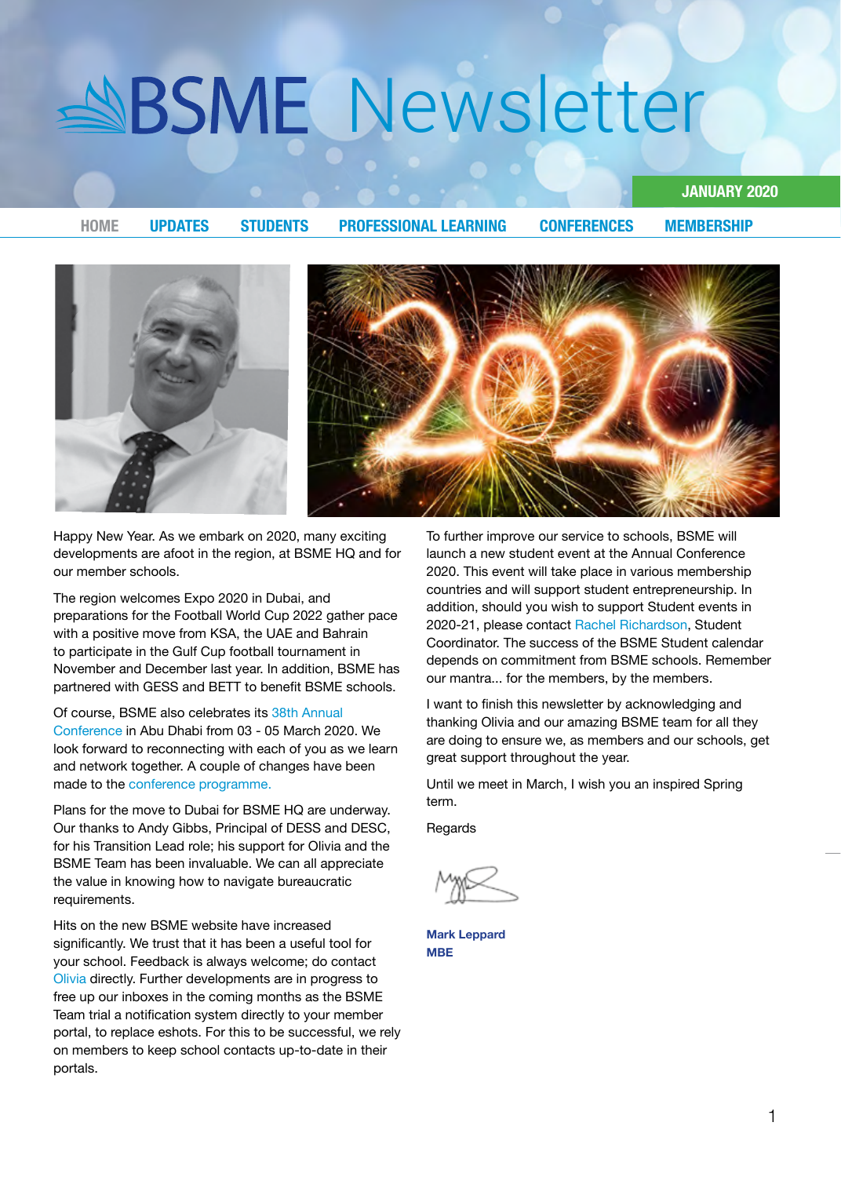# BSME Newsletter

JANUARY 2020

HOME UPDATES STUDENTS PROFESSIONAL LEARNING CONFERENCES MEMBERSHIP

Happy New Year. As we embark on 2020, many exciting developments are afoot in the region, at BSME HQ and for our member schools.

The region welcomes Expo 2020 in Dubai, and preparations for the Football World Cup 2022 gather pace with a positive move from KSA, the UAE and Bahrain to participate in the Gulf Cup football tournament in November and December last year. In addition, BSME has partnered with GESS and BETT to benefit BSME schools.

Of course, BSME also celebrates its 38th Annual Conference in Abu Dhabi from 03 - 05 March 2020. We look forward to reconnecting with each of you as we learn and network together. A couple of changes have been made to the conference programme.

Plans for the move to Dubai for BSME HQ are underway. Our thanks to Andy Gibbs, Principal of DESS and DESC, for his Transition Lead role; his support for Olivia and the BSME Team has been invaluable. We can all appreciate the value in knowing how to navigate bureaucratic requirements.

Hits on the new BSME website have increased significantly. We trust that it has been a useful tool for your school. Feedback is always welcome; do contact Olivia directly. Further developments are in progress to free up our inboxes in the coming months as the BSME Team trial a notification system directly to your member portal, to replace eshots. For this to be successful, we rely on members to keep school contacts up-to-date in their portals.

To further improve our service to schools, BSME will launch a new student event at the Annual Conference 2020. This event will take place in various membership countries and will support student entrepreneurship. In addition, should you wish to support Student events in 2020-21, please contact Rachel Richardson, Student Coordinator. The success of the BSME Student calendar depends on commitment from BSME schools. Remember our mantra... for the members, by the members.

I want to finish this newsletter by acknowledging and thanking Olivia and our amazing BSME team for all they are doing to ensure we, as members and our schools, get great support throughout the year.

Until we meet in March, I wish you an inspired Spring term.

Regards

**Mark Leppard**
**MBE**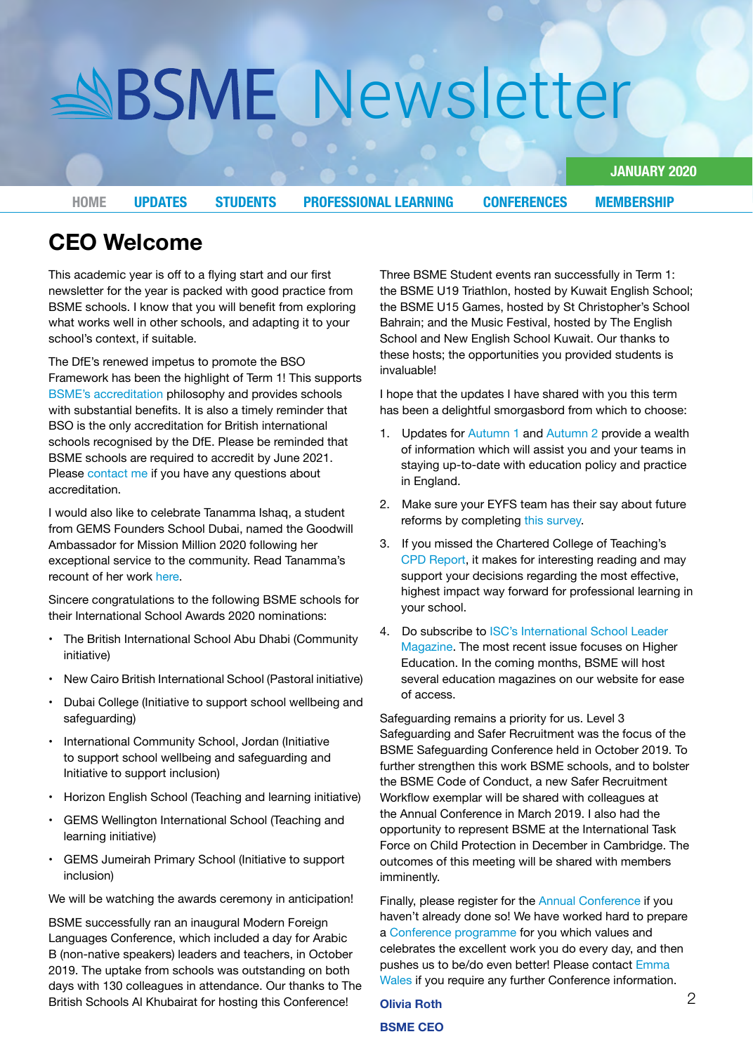# BSME Newsletter

JANUARY 2020

HOME UPDATES STUDENTS PROFESSIONAL LEARNING CONFERENCES MEMBERSHIP

## CEO Welcome

This academic year is off to a flying start and our first newsletter for the year is packed with good practice from BSME schools. I know that you will benefit from exploring what works well in other schools, and adapting it to your school's context, if suitable.

The DfE's renewed impetus to promote the BSO Framework has been the highlight of Term 1! This supports BSME's accreditation philosophy and provides schools with substantial benefits. It is also a timely reminder that BSO is the only accreditation for British international schools recognised by the DfE. Please be reminded that BSME schools are required to accredit by June 2021. Please contact me if you have any questions about accreditation.

I would also like to celebrate Tanamma Ishaq, a student from GEMS Founders School Dubai, named the Goodwill Ambassador for Mission Million 2020 following her exceptional service to the community. Read Tanamma's recount of her work here.

Sincere congratulations to the following BSME schools for their International School Awards 2020 nominations:

- The British International School Abu Dhabi (Community initiative)
- New Cairo British International School (Pastoral initiative)
- Dubai College (Initiative to support school wellbeing and safeguarding)
- International Community School, Jordan (Initiative to support school wellbeing and safeguarding and Initiative to support inclusion)
- Horizon English School (Teaching and learning initiative)
- GEMS Wellington International School (Teaching and learning initiative)
- GEMS Jumeirah Primary School (Initiative to support inclusion)

We will be watching the awards ceremony in anticipation!

BSME successfully ran an inaugural Modern Foreign Languages Conference, which included a day for Arabic B (non-native speakers) leaders and teachers, in October 2019. The uptake from schools was outstanding on both days with 130 colleagues in attendance. Our thanks to The British Schools Al Khubairat for hosting this Conference!

Three BSME Student events ran successfully in Term 1: the BSME U19 Triathlon, hosted by Kuwait English School; the BSME U15 Games, hosted by St Christopher's School Bahrain; and the Music Festival, hosted by The English School and New English School Kuwait. Our thanks to these hosts; the opportunities you provided students is invaluable!

I hope that the updates I have shared with you this term has been a delightful smorgasbord from which to choose:

1. Updates for Autumn 1 and Autumn 2 provide a wealth of information which will assist you and your teams in staying up-to-date with education policy and practice in England.
2. Make sure your EYFS team has their say about future reforms by completing this survey.
3. If you missed the Chartered College of Teaching's CPD Report, it makes for interesting reading and may support your decisions regarding the most effective, highest impact way forward for professional learning in your school.
4. Do subscribe to ISC's International School Leader Magazine. The most recent issue focuses on Higher Education. In the coming months, BSME will host several education magazines on our website for ease of access.

Safeguarding remains a priority for us. Level 3 Safeguarding and Safer Recruitment was the focus of the BSME Safeguarding Conference held in October 2019. To further strengthen this work BSME schools, and to bolster the BSME Code of Conduct, a new Safer Recruitment Workflow exemplar will be shared with colleagues at the Annual Conference in March 2019. I also had the opportunity to represent BSME at the International Task Force on Child Protection in December in Cambridge. The outcomes of this meeting will be shared with members imminently.

Finally, please register for the Annual Conference if you haven't already done so! We have worked hard to prepare a Conference programme for you which values and celebrates the excellent work you do every day, and then pushes us to be/do even better! Please contact Emma Wales if you require any further Conference information.

**Olivia Roth**

**BSME CEO**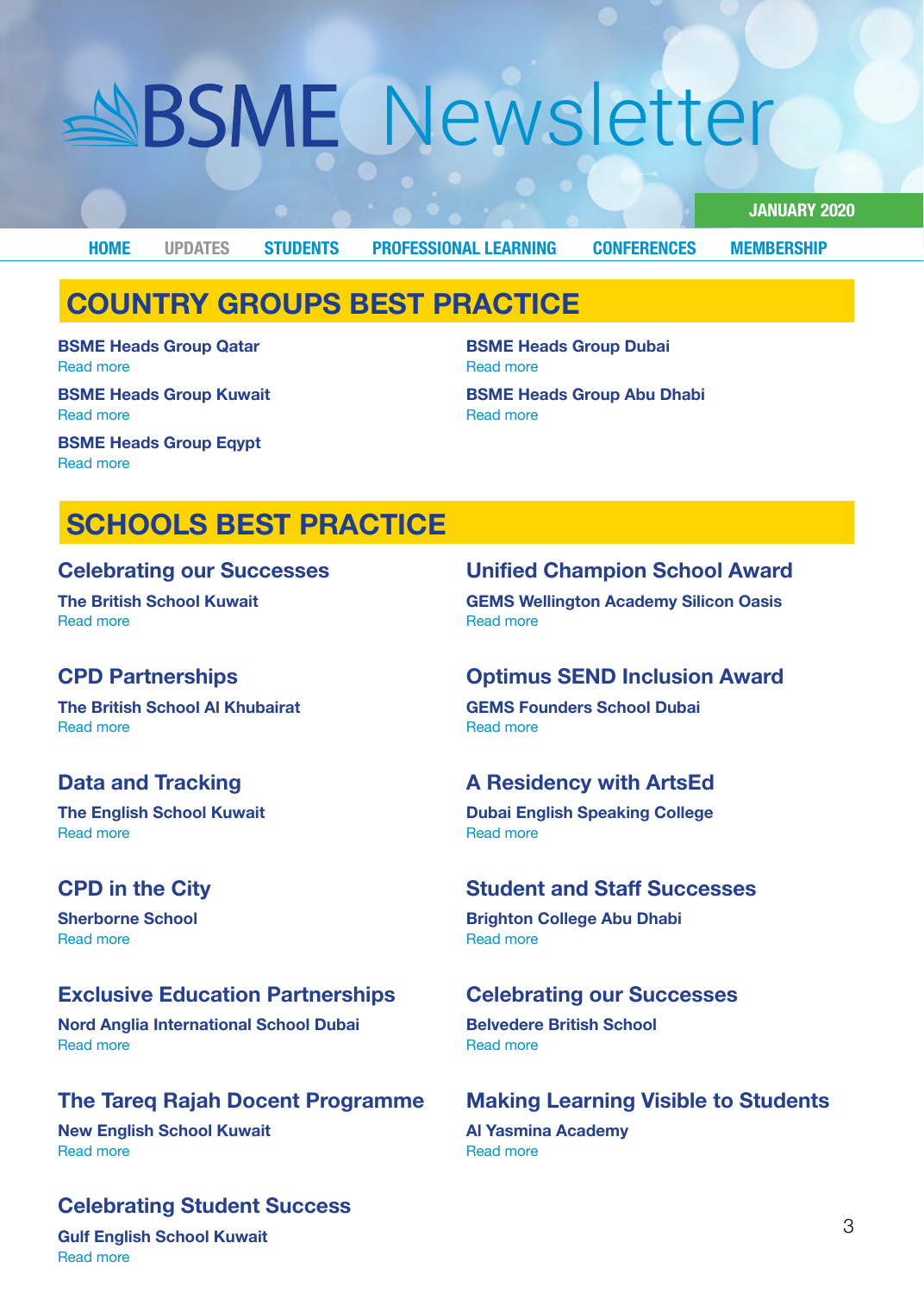# BSME Newsletter

**JANUARY 2020**

HOME | UPDATES | STUDENTS | PROFESSIONAL LEARNING | CONFERENCES | MEMBERSHIP

## COUNTRY GROUPS BEST PRACTICE

**BSME Heads Group Qatar**
Read more

**BSME Heads Group Kuwait**
Read more

**BSME Heads Group Eqypt**
Read more

**BSME Heads Group Dubai**
Read more

**BSME Heads Group Abu Dhabi**
Read more

## SCHOOLS BEST PRACTICE

### Celebrating our Successes
**The British School Kuwait**
Read more

### CPD Partnerships
**The British School Al Khubairat**
Read more

### Data and Tracking
**The English School Kuwait**
Read more

### CPD in the City
**Sherborne School**
Read more

### Exclusive Education Partnerships
**Nord Anglia International School Dubai**
Read more

### The Tareq Rajah Docent Programme
**New English School Kuwait**
Read more

### Celebrating Student Success
**Gulf English School Kuwait**
Read more

### Unified Champion School Award
**GEMS Wellington Academy Silicon Oasis**
Read more

### Optimus SEND Inclusion Award
**GEMS Founders School Dubai**
Read more

### A Residency with ArtsEd
**Dubai English Speaking College**
Read more

### Student and Staff Successes
**Brighton College Abu Dhabi**
Read more

### Celebrating our Successes
**Belvedere British School**
Read more

### Making Learning Visible to Students
**Al Yasmina Academy**
Read more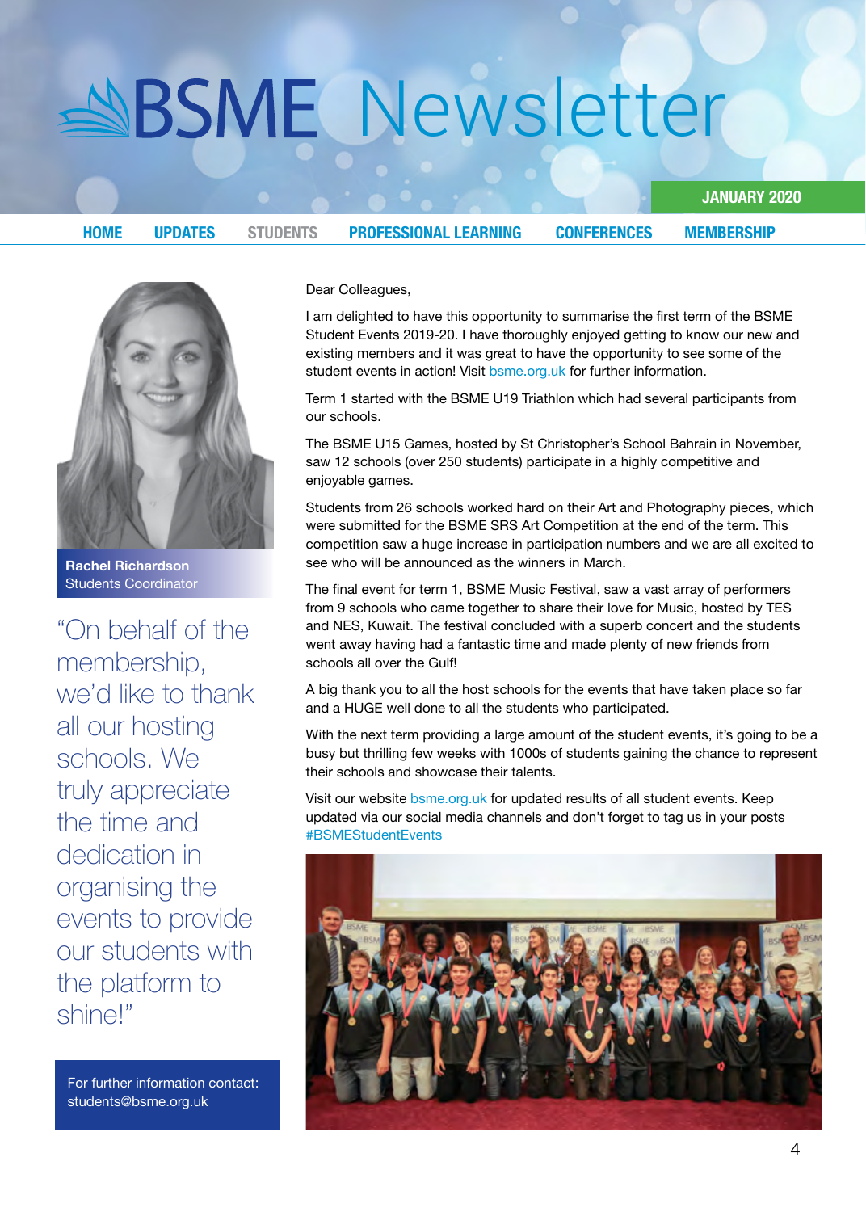# BSME Newsletter

**JANUARY 2020**

**HOME** **UPDATES** **STUDENTS** **PROFESSIONAL LEARNING** **CONFERENCES** **MEMBERSHIP**

**Rachel Richardson**
Students Coordinator

"On behalf of the membership, we'd like to thank all our hosting schools. We truly appreciate the time and dedication in organising the events to provide our students with the platform to shine!"

For further information contact:
students@bsme.org.uk

Dear Colleagues,

I am delighted to have this opportunity to summarise the first term of the BSME Student Events 2019-20. I have thoroughly enjoyed getting to know our new and existing members and it was great to have the opportunity to see some of the student events in action! Visit bsme.org.uk for further information.

Term 1 started with the BSME U19 Triathlon which had several participants from our schools.

The BSME U15 Games, hosted by St Christopher's School Bahrain in November, saw 12 schools (over 250 students) participate in a highly competitive and enjoyable games.

Students from 26 schools worked hard on their Art and Photography pieces, which were submitted for the BSME SRS Art Competition at the end of the term. This competition saw a huge increase in participation numbers and we are all excited to see who will be announced as the winners in March.

The final event for term 1, BSME Music Festival, saw a vast array of performers from 9 schools who came together to share their love for Music, hosted by TES and NES, Kuwait. The festival concluded with a superb concert and the students went away having had a fantastic time and made plenty of new friends from schools all over the Gulf!

A big thank you to all the host schools for the events that have taken place so far and a HUGE well done to all the students who participated.

With the next term providing a large amount of the student events, it's going to be a busy but thrilling few weeks with 1000s of students gaining the chance to represent their schools and showcase their talents.

Visit our website bsme.org.uk for updated results of all student events. Keep updated via our social media channels and don't forget to tag us in your posts #BSMEStudentEvents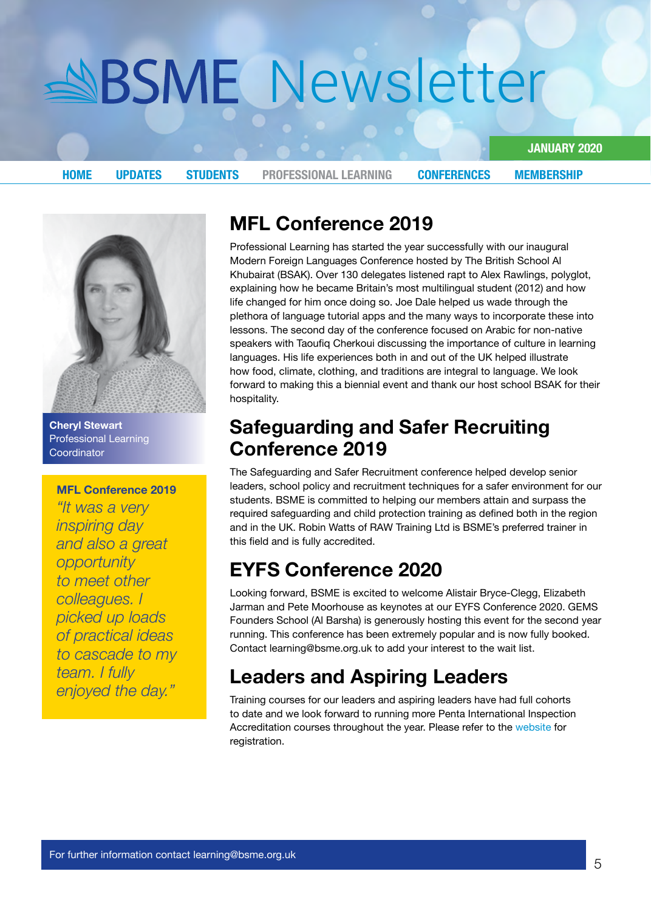# BSME Newsletter

JANUARY 2020

HOME | UPDATES | STUDENTS | PROFESSIONAL LEARNING | CONFERENCES | MEMBERSHIP

**Cheryl Stewart**
Professional Learning Coordinator

**MFL Conference 2019**

*"It was a very inspiring day and also a great opportunity to meet other colleagues. I picked up loads of practical ideas to cascade to my team. I fully enjoyed the day."*

## MFL Conference 2019

Professional Learning has started the year successfully with our inaugural Modern Foreign Languages Conference hosted by The British School Al Khubairat (BSAK). Over 130 delegates listened rapt to Alex Rawlings, polyglot, explaining how he became Britain's most multilingual student (2012) and how life changed for him once doing so. Joe Dale helped us wade through the plethora of language tutorial apps and the many ways to incorporate these into lessons. The second day of the conference focused on Arabic for non-native speakers with Taoufiq Cherkoui discussing the importance of culture in learning languages. His life experiences both in and out of the UK helped illustrate how food, climate, clothing, and traditions are integral to language. We look forward to making this a biennial event and thank our host school BSAK for their hospitality.

## Safeguarding and Safer Recruiting Conference 2019

The Safeguarding and Safer Recruitment conference helped develop senior leaders, school policy and recruitment techniques for a safer environment for our students. BSME is committed to helping our members attain and surpass the required safeguarding and child protection training as defined both in the region and in the UK. Robin Watts of RAW Training Ltd is BSME's preferred trainer in this field and is fully accredited.

## EYFS Conference 2020

Looking forward, BSME is excited to welcome Alistair Bryce-Clegg, Elizabeth Jarman and Pete Moorhouse as keynotes at our EYFS Conference 2020. GEMS Founders School (Al Barsha) is generously hosting this event for the second year running. This conference has been extremely popular and is now fully booked. Contact learning@bsme.org.uk to add your interest to the wait list.

## Leaders and Aspiring Leaders

Training courses for our leaders and aspiring leaders have had full cohorts to date and we look forward to running more Penta International Inspection Accreditation courses throughout the year. Please refer to the website for registration.

For further information contact learning@bsme.org.uk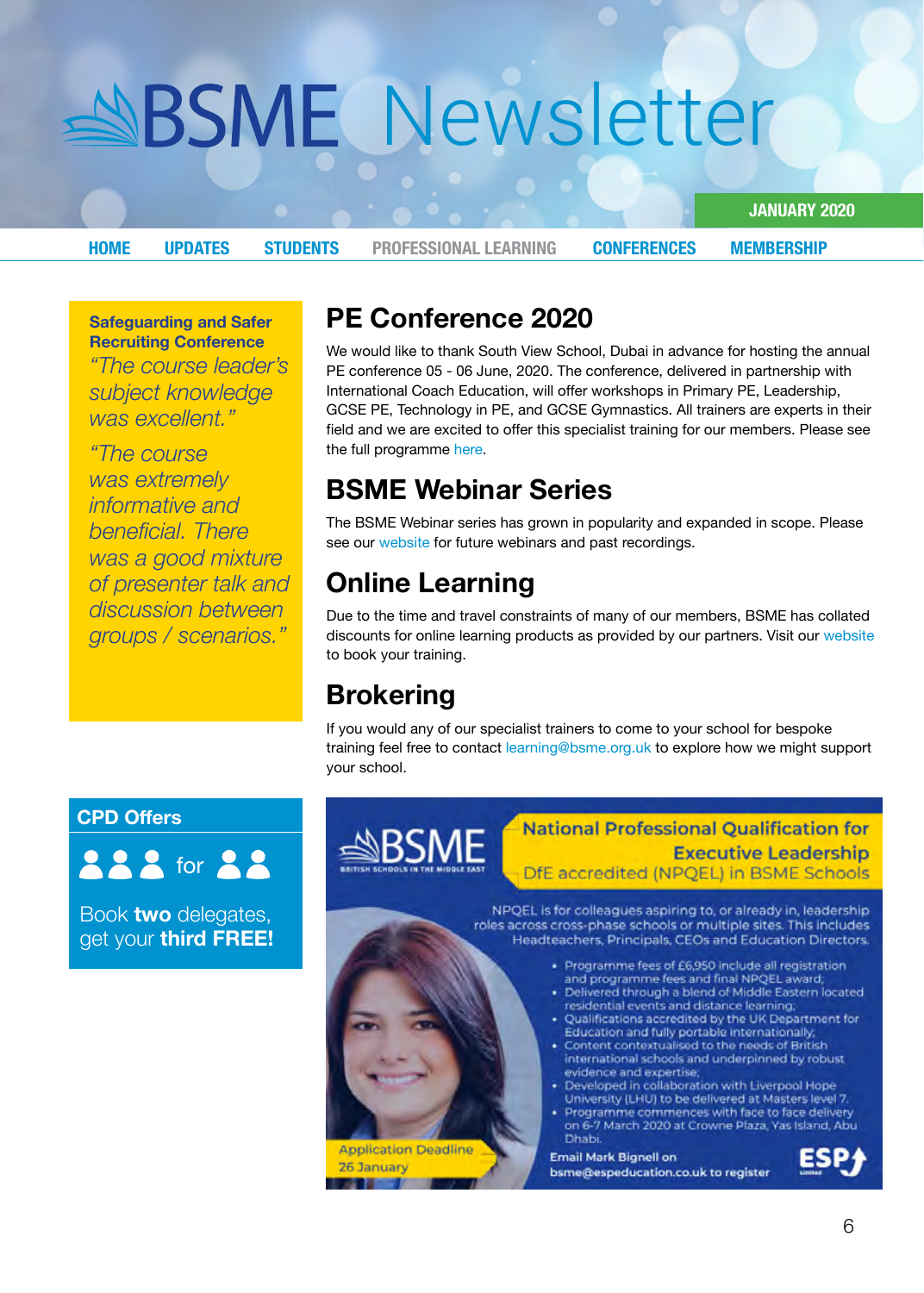# BSME Newsletter

**JANUARY 2020**

HOME | UPDATES | STUDENTS | PROFESSIONAL LEARNING | CONFERENCES | MEMBERSHIP

**Safeguarding and Safer Recruiting Conference**

*"The course leader's subject knowledge was excellent."*

*"The course was extremely informative and beneficial. There was a good mixture of presenter talk and discussion between groups / scenarios."*

## PE Conference 2020

We would like to thank South View School, Dubai in advance for hosting the annual PE conference 05 - 06 June, 2020. The conference, delivered in partnership with International Coach Education, will offer workshops in Primary PE, Leadership, GCSE PE, Technology in PE, and GCSE Gymnastics. All trainers are experts in their field and we are excited to offer this specialist training for our members. Please see the full programme here.

## BSME Webinar Series

The BSME Webinar series has grown in popularity and expanded in scope. Please see our website for future webinars and past recordings.

## Online Learning

Due to the time and travel constraints of many of our members, BSME has collated discounts for online learning products as provided by our partners. Visit our website to book your training.

## Brokering

If you would any of our specialist trainers to come to your school for bespoke training feel free to contact learning@bsme.org.uk to explore how we might support your school.

### CPD Offers

3 for 2

Book **two** delegates, get your **third FREE!**

### National Professional Qualification for Executive Leadership

DfE accredited (NPQEL) in BSME Schools

BSME – British Schools in the Middle East

NPQEL is for colleagues aspiring to, or already in, leadership roles across cross-phase schools or multiple sites. This includes Headteachers, Principals, CEOs and Education Directors.

- Programme fees of £6,950 include all registration and programme fees and final NPQEL award;
- Delivered through a blend of Middle Eastern located residential events and distance learning;
- Qualifications accredited by the UK Department for Education and fully portable internationally;
- Content contextualised to the needs of British international schools and underpinned by robust evidence and expertise;
- Developed in collaboration with Liverpool Hope University (LHU) to be delivered at Masters level 7.
- Programme commences with face to face delivery on 6-7 March 2020 at Crowne Plaza, Yas Island, Abu Dhabi.

Application Deadline 26 January

Email Mark Bignell on bsme@espeducation.co.uk to register

ESP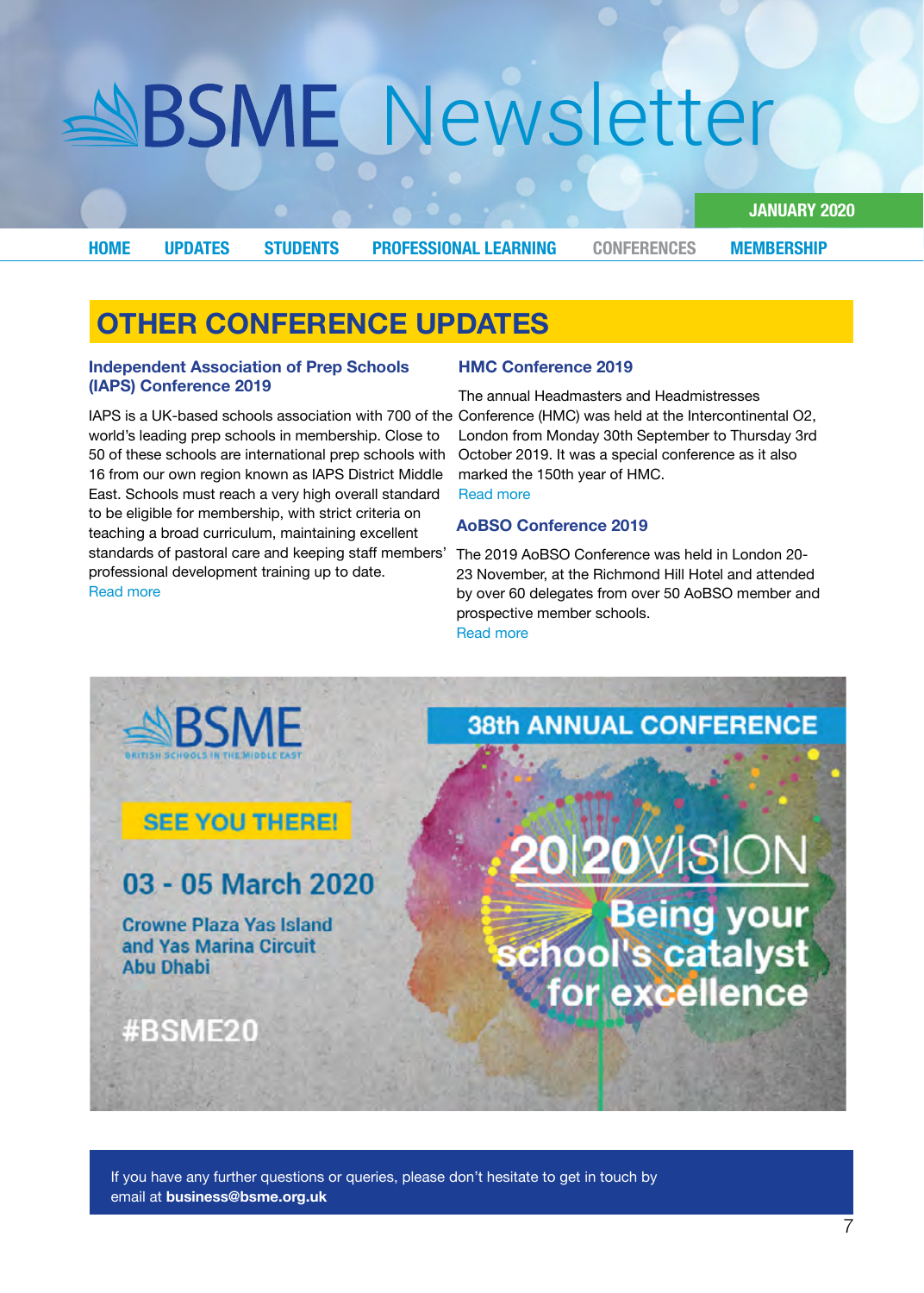# BSME Newsletter

JANUARY 2020

HOME UPDATES STUDENTS PROFESSIONAL LEARNING CONFERENCES MEMBERSHIP

## OTHER CONFERENCE UPDATES

### Independent Association of Prep Schools (IAPS) Conference 2019

IAPS is a UK-based schools association with 700 of the world's leading prep schools in membership. Close to 50 of these schools are international prep schools with 16 from our own region known as IAPS District Middle East. Schools must reach a very high overall standard to be eligible for membership, with strict criteria on teaching a broad curriculum, maintaining excellent standards of pastoral care and keeping staff members' professional development training up to date.
Read more

### HMC Conference 2019

The annual Headmasters and Headmistresses Conference (HMC) was held at the Intercontinental O2, London from Monday 30th September to Thursday 3rd October 2019. It was a special conference as it also marked the 150th year of HMC.
Read more

### AoBSO Conference 2019

The 2019 AoBSO Conference was held in London 20-23 November, at the Richmond Hill Hotel and attended by over 60 delegates from over 50 AoBSO member and prospective member schools.
Read more

BSME
BRITISH SCHOOLS IN THE MIDDLE EAST

38th ANNUAL CONFERENCE

SEE YOU THERE!

03 - 05 March 2020

Crowne Plaza Yas Island and Yas Marina Circuit Abu Dhabi

#BSME20

20|20VISION
Being your school's catalyst for excellence

If you have any further questions or queries, please don't hesitate to get in touch by email at **business@bsme.org.uk**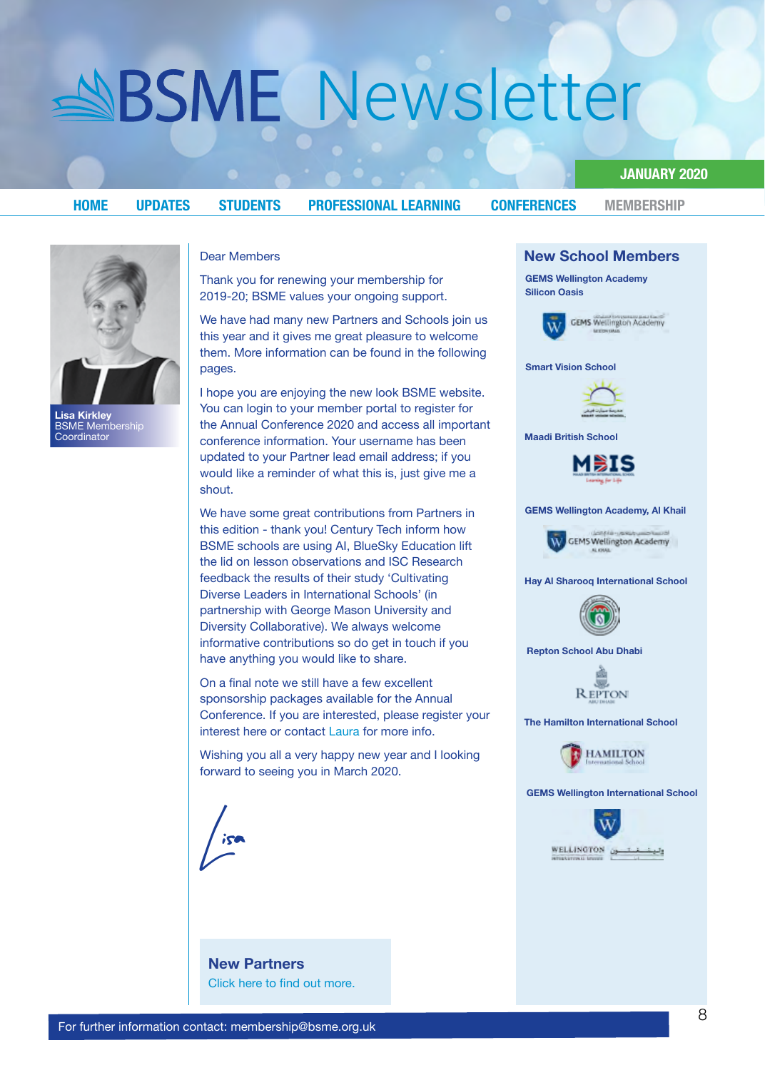# BSME Newsletter

**JANUARY 2020**

HOME | UPDATES | STUDENTS | PROFESSIONAL LEARNING | CONFERENCES | MEMBERSHIP

**Lisa Kirkley**
BSME Membership Coordinator

Dear Members

Thank you for renewing your membership for 2019-20; BSME values your ongoing support.

We have had many new Partners and Schools join us this year and it gives me great pleasure to welcome them. More information can be found in the following pages.

I hope you are enjoying the new look BSME website. You can login to your member portal to register for the Annual Conference 2020 and access all important conference information. Your username has been updated to your Partner lead email address; if you would like a reminder of what this is, just give me a shout.

We have some great contributions from Partners in this edition - thank you! Century Tech inform how BSME schools are using AI, BlueSky Education lift the lid on lesson observations and ISC Research feedback the results of their study 'Cultivating Diverse Leaders in International Schools' (in partnership with George Mason University and Diversity Collaborative). We always welcome informative contributions so do get in touch if you have anything you would like to share.

On a final note we still have a few excellent sponsorship packages available for the Annual Conference. If you are interested, please register your interest here or contact Laura for more info.

Wishing you all a very happy new year and I looking forward to seeing you in March 2020.

Lisa

## New Partners

Click here to find out more.

## New School Members

**GEMS Wellington Academy Silicon Oasis**

**Smart Vision School**

**Maadi British School**

**GEMS Wellington Academy, Al Khail**

**Hay Al Sharooq International School**

**Repton School Abu Dhabi**

**The Hamilton International School**

**GEMS Wellington International School**

For further information contact: membership@bsme.org.uk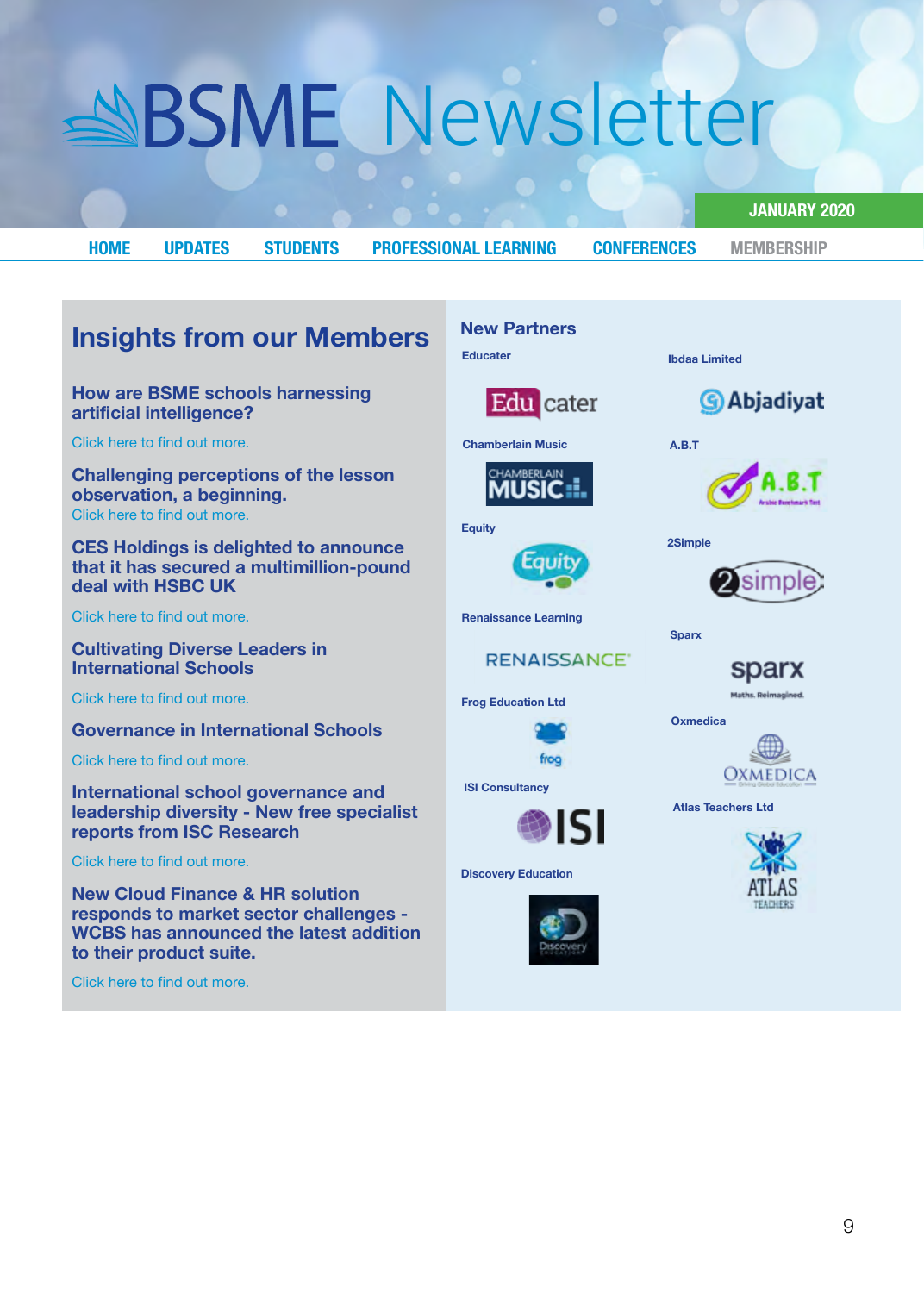# BSME Newsletter

JANUARY 2020

HOME UPDATES STUDENTS PROFESSIONAL LEARNING CONFERENCES MEMBERSHIP

## Insights from our Members

### How are BSME schools harnessing artificial intelligence?

Click here to find out more.

### Challenging perceptions of the lesson observation, a beginning.

Click here to find out more.

### CES Holdings is delighted to announce that it has secured a multimillion-pound deal with HSBC UK

Click here to find out more.

### Cultivating Diverse Leaders in International Schools

Click here to find out more.

### Governance in International Schools

Click here to find out more.

### International school governance and leadership diversity - New free specialist reports from ISC Research

Click here to find out more.

### New Cloud Finance & HR solution responds to market sector challenges - WCBS has announced the latest addition to their product suite.

Click here to find out more.

## New Partners

- Educater
- Ibdaa Limited
- Chamberlain Music
- A.B.T
- Equity
- 2Simple
- Renaissance Learning
- Sparx
- Frog Education Ltd
- Oxmedica
- ISI Consultancy
- Atlas Teachers Ltd
- Discovery Education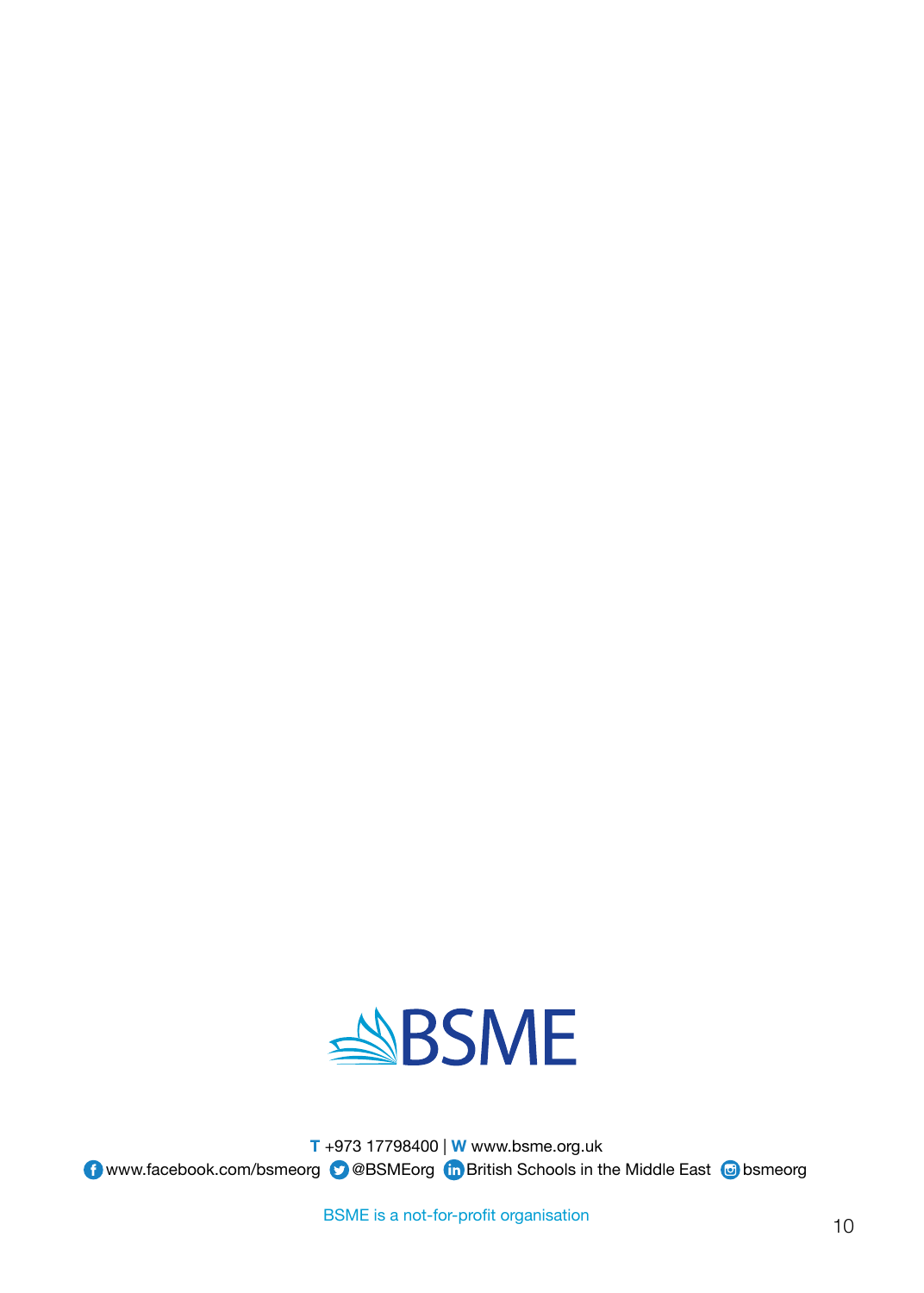BSME

**T** +973 17798400 | **W** www.bsme.org.uk

www.facebook.com/bsmeorg @BSMEorg British Schools in the Middle East bsmeorg

BSME is a not-for-profit organisation